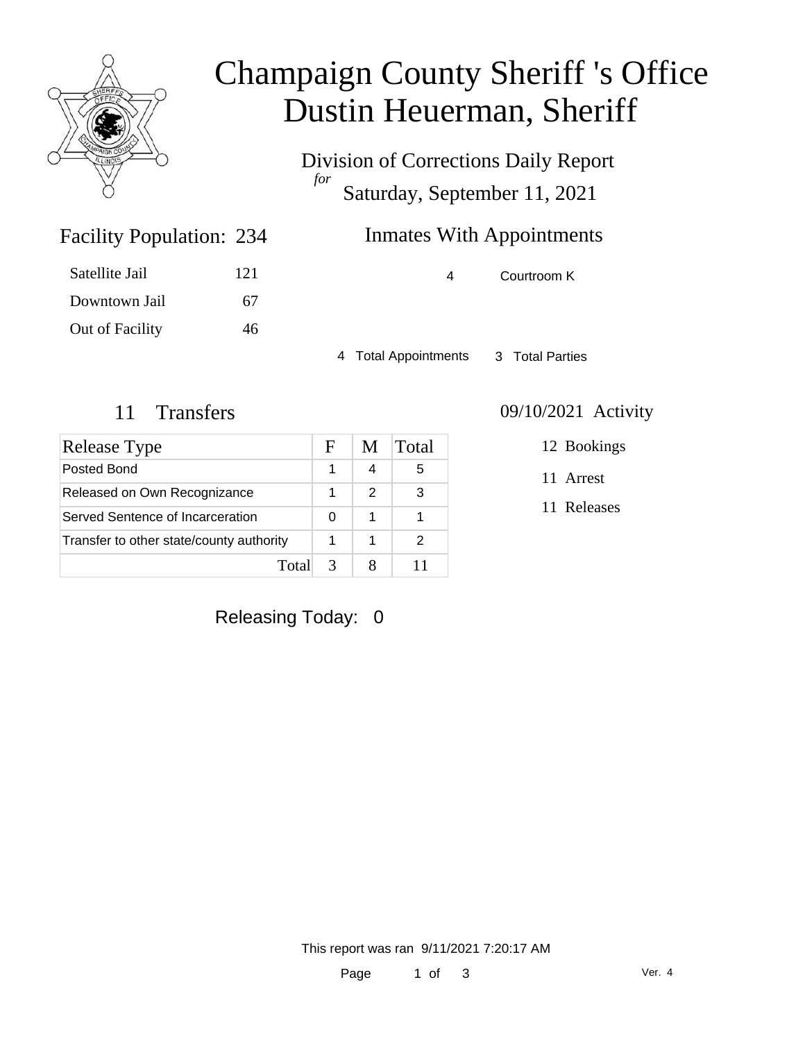# Champaign County Sheriff 's Office
# Dustin Heuerman, Sheriff

Division of Corrections Daily Report

*for*

Saturday, September 11, 2021

## Facility Population: 234

| | |
|---|---|
| Satellite Jail | 121 |
| Downtown Jail | 67 |
| Out of Facility | 46 |

## Inmates With Appointments

4 Courtroom K

4 Total Appointments 3 Total Parties

## 11 Transfers

| Release Type | F | M | Total |
|---|---|---|---|
| Posted Bond | 1 | 4 | 5 |
| Released on Own Recognizance | 1 | 2 | 3 |
| Served Sentence of Incarceration | 0 | 1 | 1 |
| Transfer to other state/county authority | 1 | 1 | 2 |
| Total | 3 | 8 | 11 |

## 09/10/2021 Activity

12 Bookings

11 Arrest

11 Releases

Releasing Today: 0

This report was ran 9/11/2021 7:20:17 AM

Ver. 4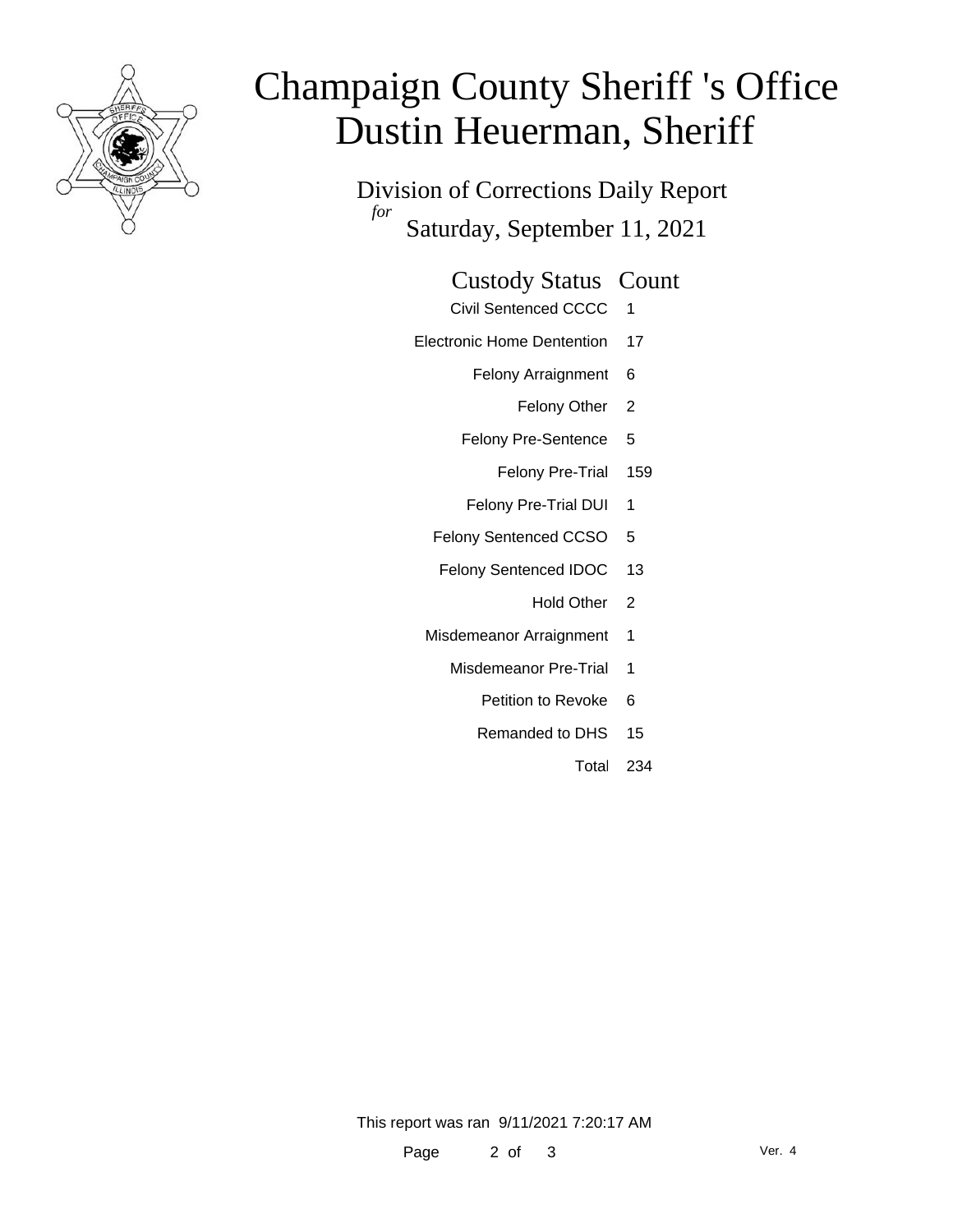# Champaign County Sheriff 's Office
# Dustin Heuerman, Sheriff

Division of Corrections Daily Report

*for*

Saturday, September 11, 2021

| Custody Status | Count |
| --- | --- |
| Civil Sentenced CCCC | 1 |
| Electronic Home Dentention | 17 |
| Felony Arraignment | 6 |
| Felony Other | 2 |
| Felony Pre-Sentence | 5 |
| Felony Pre-Trial | 159 |
| Felony Pre-Trial DUI | 1 |
| Felony Sentenced CCSO | 5 |
| Felony Sentenced IDOC | 13 |
| Hold Other | 2 |
| Misdemeanor Arraignment | 1 |
| Misdemeanor Pre-Trial | 1 |
| Petition to Revoke | 6 |
| Remanded to DHS | 15 |
| Total | 234 |

This report was ran 9/11/2021 7:20:17 AM

Ver. 4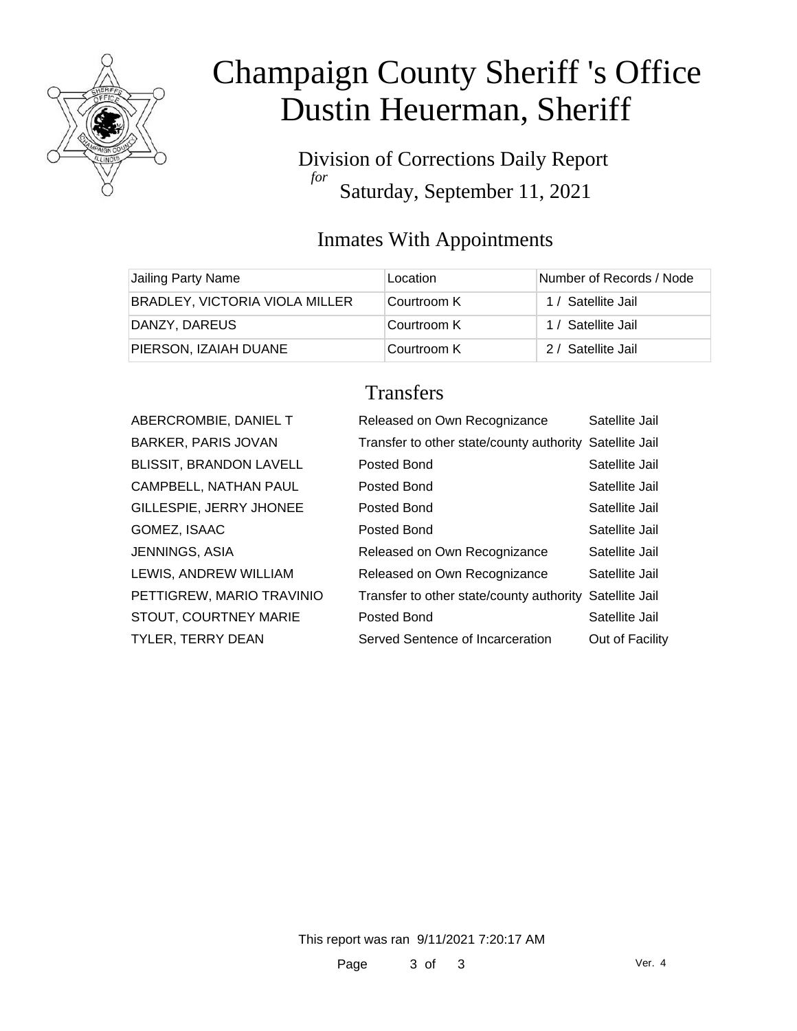# Champaign County Sheriff 's Office
# Dustin Heuerman, Sheriff

Division of Corrections Daily Report

*for*

Saturday, September 11, 2021

## Inmates With Appointments

| Jailing Party Name | Location | Number of Records / Node |
|---|---|---|
| BRADLEY, VICTORIA VIOLA MILLER | Courtroom K | 1 / Satellite Jail |
| DANZY, DAREUS | Courtroom K | 1 / Satellite Jail |
| PIERSON, IZAIAH DUANE | Courtroom K | 2 / Satellite Jail |

## Transfers

| | | |
|---|---|---|
| ABERCROMBIE, DANIEL T | Released on Own Recognizance | Satellite Jail |
| BARKER, PARIS JOVAN | Transfer to other state/county authority | Satellite Jail |
| BLISSIT, BRANDON LAVELL | Posted Bond | Satellite Jail |
| CAMPBELL, NATHAN PAUL | Posted Bond | Satellite Jail |
| GILLESPIE, JERRY JHONEE | Posted Bond | Satellite Jail |
| GOMEZ, ISAAC | Posted Bond | Satellite Jail |
| JENNINGS, ASIA | Released on Own Recognizance | Satellite Jail |
| LEWIS, ANDREW WILLIAM | Released on Own Recognizance | Satellite Jail |
| PETTIGREW, MARIO TRAVINIO | Transfer to other state/county authority | Satellite Jail |
| STOUT, COURTNEY MARIE | Posted Bond | Satellite Jail |
| TYLER, TERRY DEAN | Served Sentence of Incarceration | Out of Facility |

This report was ran 9/11/2021 7:20:17 AM